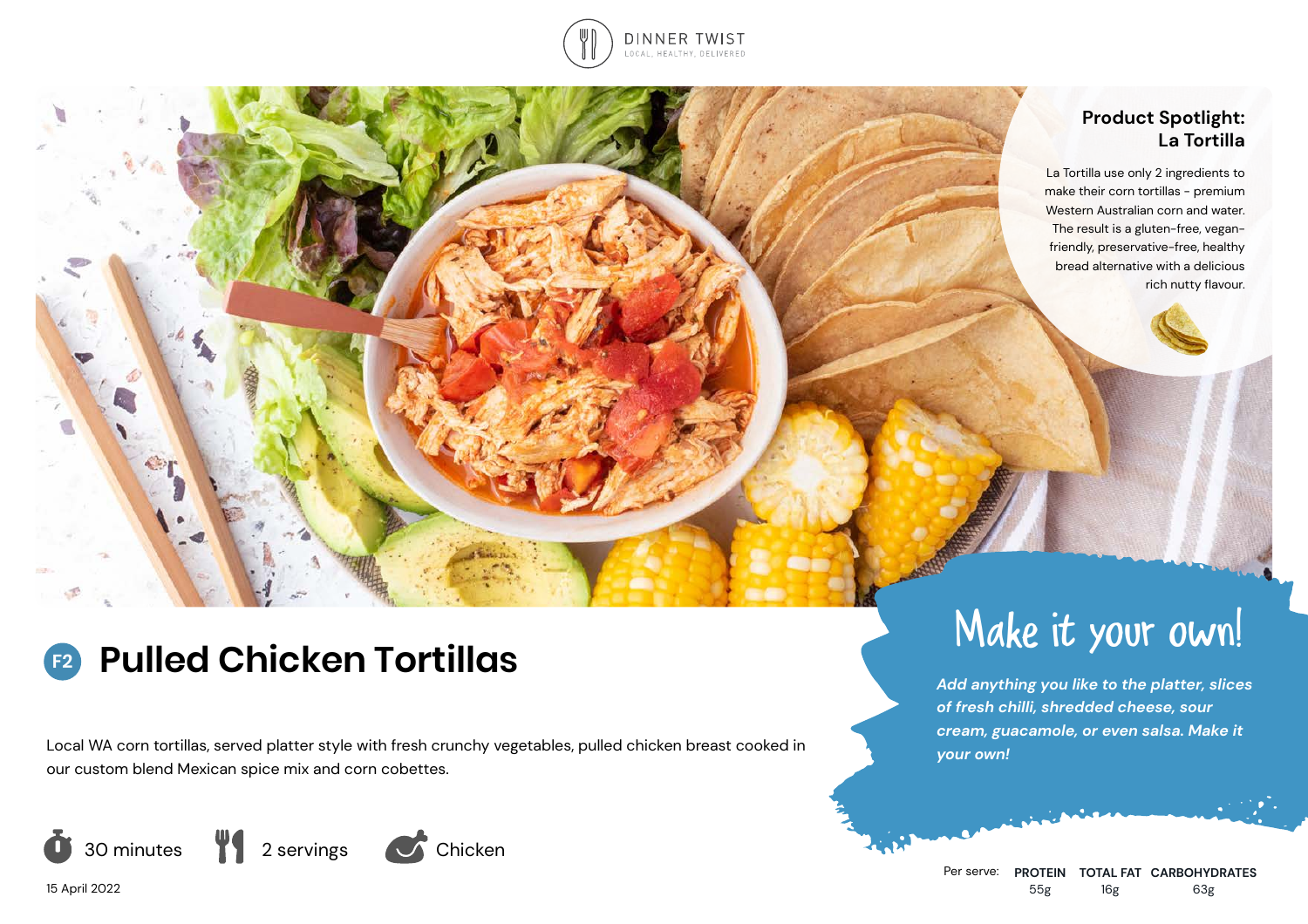DINNER TWIST

LOCAL, HEALTHY, DELIVERED

## Product Spotlight: La Tortilla

La Tortilla use only 2 ingredients to make their corn tortillas - premium Western Australian corn and water. The result is a gluten-free, vegan-friendly, preservative-free, healthy bread alternative with a delicious rich nutty flavour.

# F2 Pulled Chicken Tortillas

Local WA corn tortillas, served platter style with fresh crunchy vegetables, pulled chicken breast cooked in our custom blend Mexican spice mix and corn cobettes.

30 minutes | 2 servings | Chicken

15 April 2022

## Make it your own!

*Add anything you like to the platter, slices of fresh chilli, shredded cheese, sour cream, guacamole, or even salsa. Make it your own!*

| Per serve: | PROTEIN | TOTAL FAT | CARBOHYDRATES |
|---|---|---|---|
| | 55g | 16g | 63g |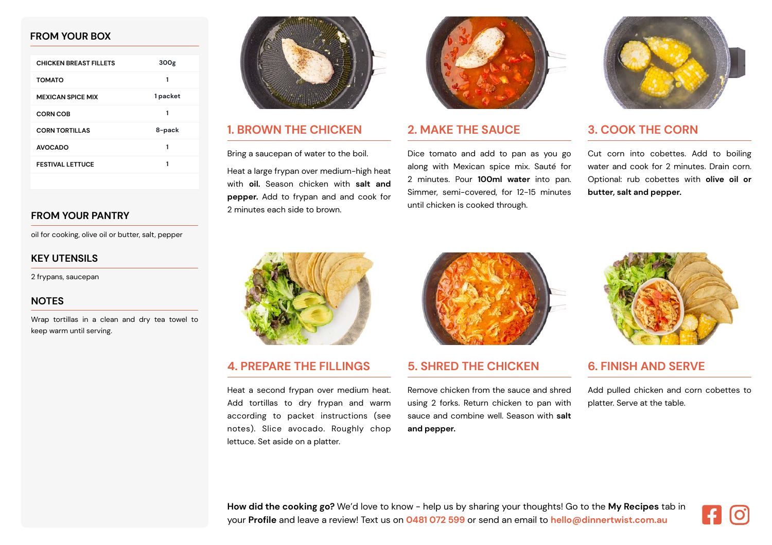## FROM YOUR BOX

| | |
|---|---|
| CHICKEN BREAST FILLETS | 300g |
| TOMATO | 1 |
| MEXICAN SPICE MIX | 1 packet |
| CORN COB | 1 |
| CORN TORTILLAS | 8-pack |
| AVOCADO | 1 |
| FESTIVAL LETTUCE | 1 |

## FROM YOUR PANTRY

oil for cooking, olive oil or butter, salt, pepper

## KEY UTENSILS

2 frypans, saucepan

## NOTES

Wrap tortillas in a clean and dry tea towel to keep warm until serving.

## 1. BROWN THE CHICKEN

Bring a saucepan of water to the boil.

Heat a large frypan over medium-high heat with **oil.** Season chicken with **salt and pepper.** Add to frypan and and cook for 2 minutes each side to brown.

## 2. MAKE THE SAUCE

Dice tomato and add to pan as you go along with Mexican spice mix. Sauté for 2 minutes. Pour **100ml water** into pan. Simmer, semi-covered, for 12-15 minutes until chicken is cooked through.

## 3. COOK THE CORN

Cut corn into cobettes. Add to boiling water and cook for 2 minutes. Drain corn. Optional: rub cobettes with **olive oil or butter, salt and pepper.**

## 4. PREPARE THE FILLINGS

Heat a second frypan over medium heat. Add tortillas to dry frypan and warm according to packet instructions (see notes). Slice avocado. Roughly chop lettuce. Set aside on a platter.

## 5. SHRED THE CHICKEN

Remove chicken from the sauce and shred using 2 forks. Return chicken to pan with sauce and combine well. Season with **salt and pepper.**

## 6. FINISH AND SERVE

Add pulled chicken and corn cobettes to platter. Serve at the table.

**How did the cooking go?** We'd love to know - help us by sharing your thoughts! Go to the **My Recipes** tab in your **Profile** and leave a review! Text us on 0481 072 599 or send an email to hello@dinnertwist.com.au